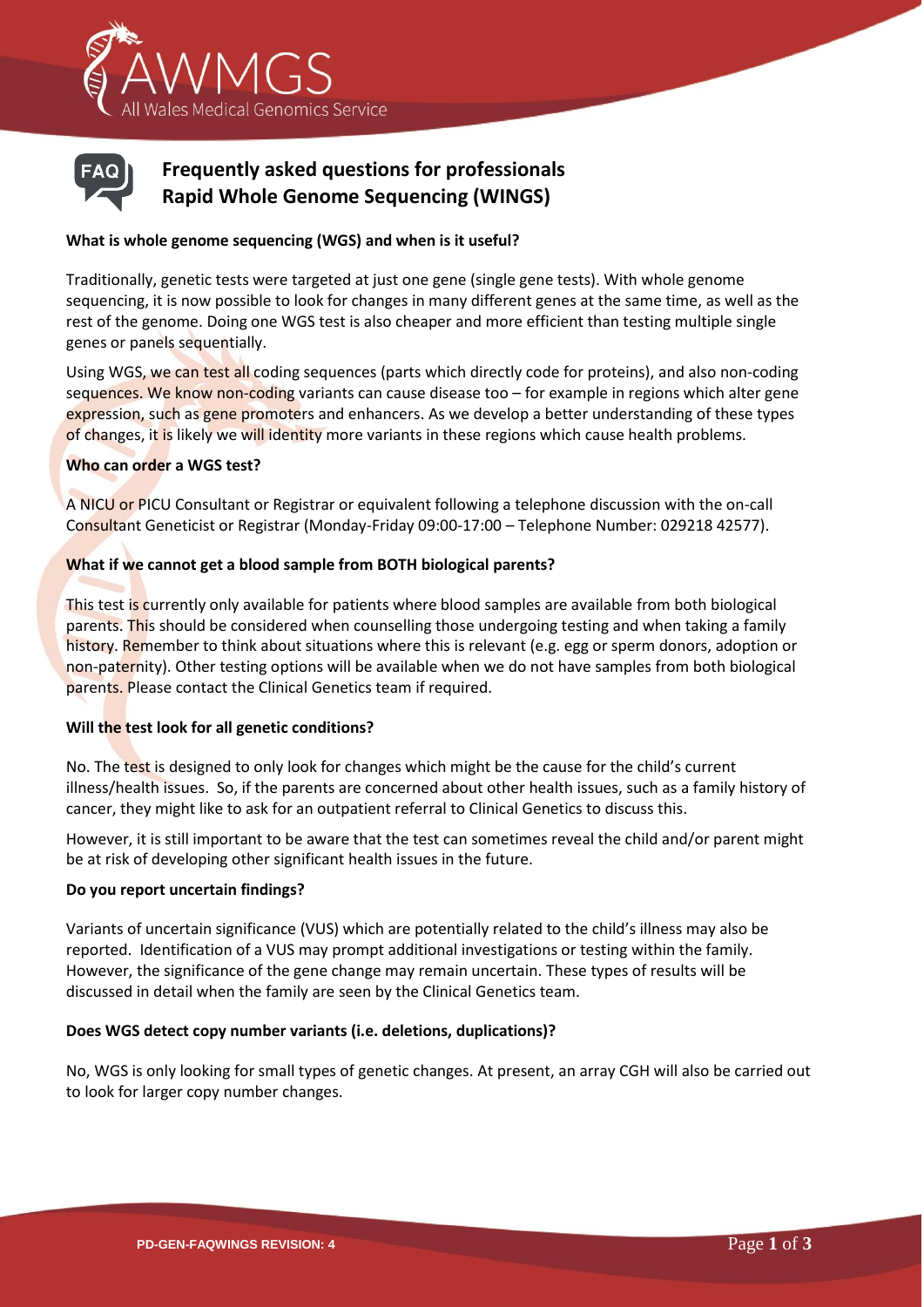# Frequently asked questions for professionals
# Rapid Whole Genome Sequencing (WINGS)

**What is whole genome sequencing (WGS) and when is it useful?**

Traditionally, genetic tests were targeted at just one gene (single gene tests). With whole genome sequencing, it is now possible to look for changes in many different genes at the same time, as well as the rest of the genome. Doing one WGS test is also cheaper and more efficient than testing multiple single genes or panels sequentially.

Using WGS, we can test all coding sequences (parts which directly code for proteins), and also non-coding sequences. We know non-coding variants can cause disease too – for example in regions which alter gene expression, such as gene promoters and enhancers. As we develop a better understanding of these types of changes, it is likely we will identity more variants in these regions which cause health problems.

**Who can order a WGS test?**

A NICU or PICU Consultant or Registrar or equivalent following a telephone discussion with the on-call Consultant Geneticist or Registrar (Monday-Friday 09:00-17:00 – Telephone Number: 029218 42577).

**What if we cannot get a blood sample from BOTH biological parents?**

This test is currently only available for patients where blood samples are available from both biological parents. This should be considered when counselling those undergoing testing and when taking a family history. Remember to think about situations where this is relevant (e.g. egg or sperm donors, adoption or non-paternity). Other testing options will be available when we do not have samples from both biological parents. Please contact the Clinical Genetics team if required.

**Will the test look for all genetic conditions?**

No. The test is designed to only look for changes which might be the cause for the child's current illness/health issues. So, if the parents are concerned about other health issues, such as a family history of cancer, they might like to ask for an outpatient referral to Clinical Genetics to discuss this.

However, it is still important to be aware that the test can sometimes reveal the child and/or parent might be at risk of developing other significant health issues in the future.

**Do you report uncertain findings?**

Variants of uncertain significance (VUS) which are potentially related to the child's illness may also be reported. Identification of a VUS may prompt additional investigations or testing within the family. However, the significance of the gene change may remain uncertain. These types of results will be discussed in detail when the family are seen by the Clinical Genetics team.

**Does WGS detect copy number variants (i.e. deletions, duplications)?**

No, WGS is only looking for small types of genetic changes. At present, an array CGH will also be carried out to look for larger copy number changes.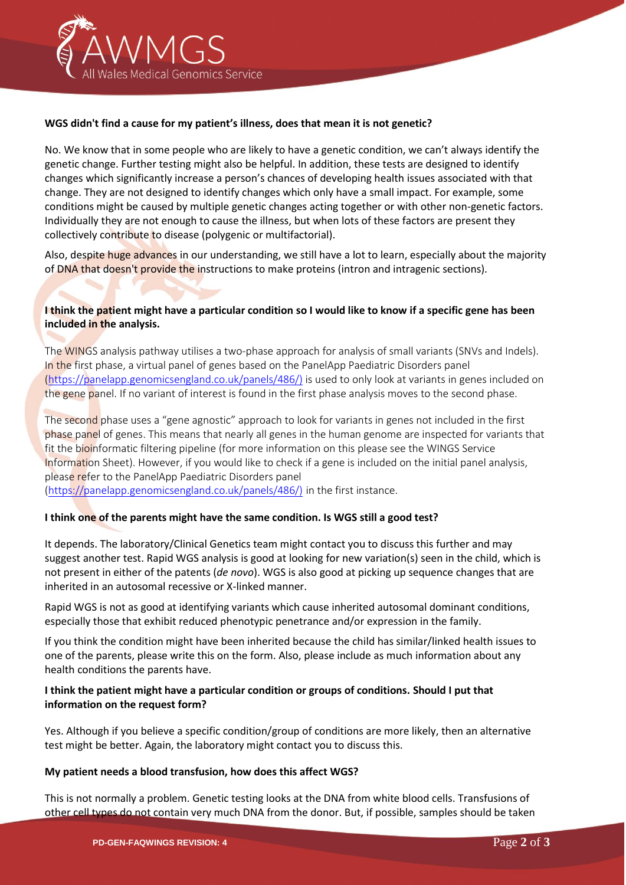**WGS didn't find a cause for my patient's illness, does that mean it is not genetic?**

No. We know that in some people who are likely to have a genetic condition, we can't always identify the genetic change. Further testing might also be helpful. In addition, these tests are designed to identify changes which significantly increase a person's chances of developing health issues associated with that change. They are not designed to identify changes which only have a small impact. For example, some conditions might be caused by multiple genetic changes acting together or with other non-genetic factors. Individually they are not enough to cause the illness, but when lots of these factors are present they collectively contribute to disease (polygenic or multifactorial).

Also, despite huge advances in our understanding, we still have a lot to learn, especially about the majority of DNA that doesn't provide the instructions to make proteins (intron and intragenic sections).

**I think the patient might have a particular condition so I would like to know if a specific gene has been included in the analysis.**

The WINGS analysis pathway utilises a two-phase approach for analysis of small variants (SNVs and Indels). In the first phase, a virtual panel of genes based on the PanelApp Paediatric Disorders panel (https://panelapp.genomicsengland.co.uk/panels/486/) is used to only look at variants in genes included on the gene panel. If no variant of interest is found in the first phase analysis moves to the second phase.

The second phase uses a "gene agnostic" approach to look for variants in genes not included in the first phase panel of genes. This means that nearly all genes in the human genome are inspected for variants that fit the bioinformatic filtering pipeline (for more information on this please see the WINGS Service Information Sheet). However, if you would like to check if a gene is included on the initial panel analysis, please refer to the PanelApp Paediatric Disorders panel (https://panelapp.genomicsengland.co.uk/panels/486/) in the first instance.

**I think one of the parents might have the same condition. Is WGS still a good test?**

It depends. The laboratory/Clinical Genetics team might contact you to discuss this further and may suggest another test. Rapid WGS analysis is good at looking for new variation(s) seen in the child, which is not present in either of the patents (*de novo*). WGS is also good at picking up sequence changes that are inherited in an autosomal recessive or X-linked manner.

Rapid WGS is not as good at identifying variants which cause inherited autosomal dominant conditions, especially those that exhibit reduced phenotypic penetrance and/or expression in the family.

If you think the condition might have been inherited because the child has similar/linked health issues to one of the parents, please write this on the form. Also, please include as much information about any health conditions the parents have.

**I think the patient might have a particular condition or groups of conditions. Should I put that information on the request form?**

Yes. Although if you believe a specific condition/group of conditions are more likely, then an alternative test might be better. Again, the laboratory might contact you to discuss this.

**My patient needs a blood transfusion, how does this affect WGS?**

This is not normally a problem. Genetic testing looks at the DNA from white blood cells. Transfusions of other cell types do not contain very much DNA from the donor. But, if possible, samples should be taken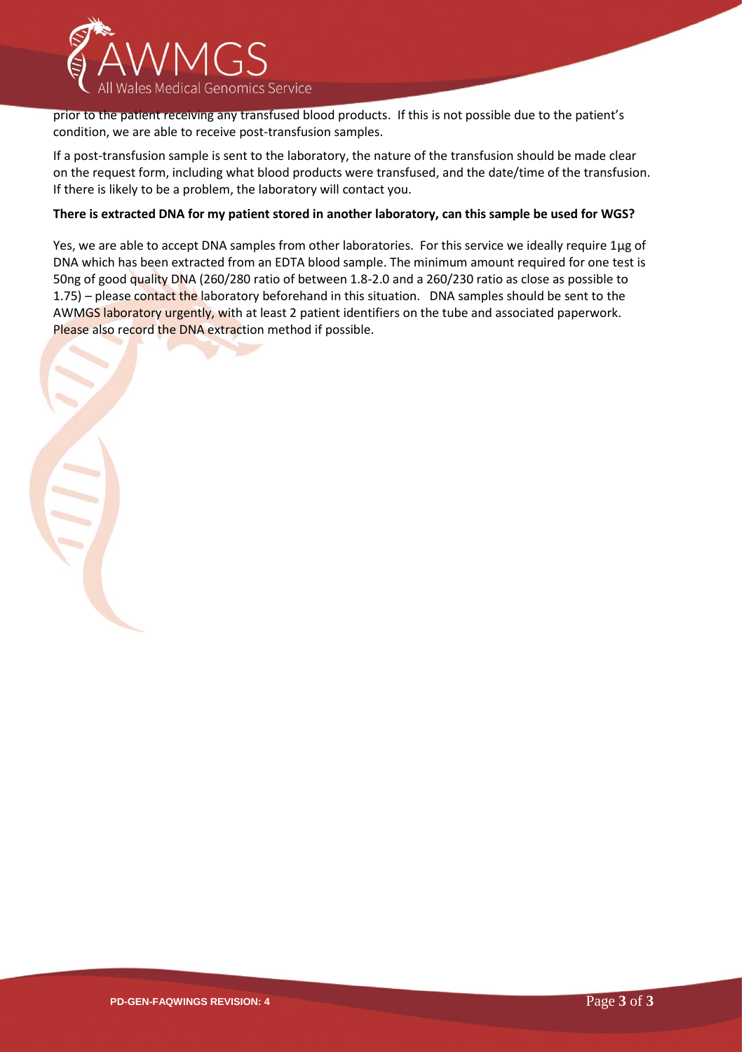prior to the patient receiving any transfused blood products. If this is not possible due to the patient's condition, we are able to receive post-transfusion samples.

If a post-transfusion sample is sent to the laboratory, the nature of the transfusion should be made clear on the request form, including what blood products were transfused, and the date/time of the transfusion. If there is likely to be a problem, the laboratory will contact you.

**There is extracted DNA for my patient stored in another laboratory, can this sample be used for WGS?**

Yes, we are able to accept DNA samples from other laboratories. For this service we ideally require 1µg of DNA which has been extracted from an EDTA blood sample. The minimum amount required for one test is 50ng of good quality DNA (260/280 ratio of between 1.8-2.0 and a 260/230 ratio as close as possible to 1.75) – please contact the laboratory beforehand in this situation. DNA samples should be sent to the AWMGS laboratory urgently, with at least 2 patient identifiers on the tube and associated paperwork. Please also record the DNA extraction method if possible.